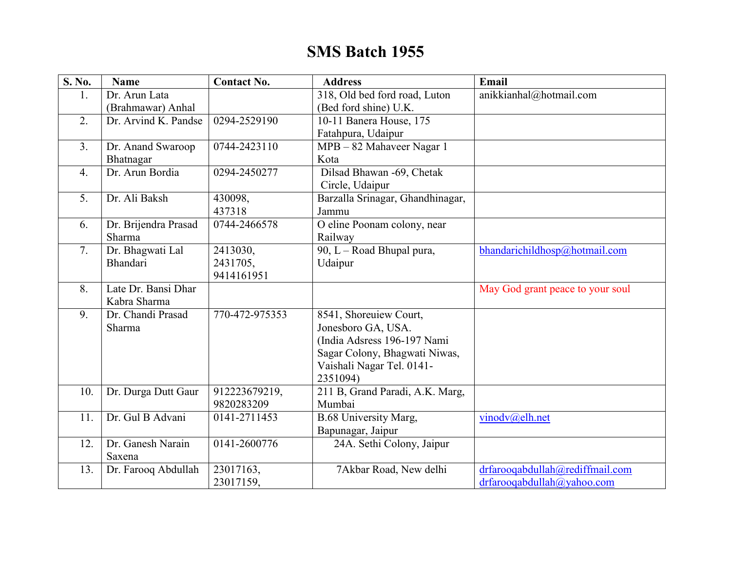# SMS Batch 1955

| S. No. | Name | Contact No. | Address | Email |
|---|---|---|---|---|
| 1. | Dr. Arun Lata (Brahmawar) Anhal | | 318, Old bed ford road, Luton (Bed ford shine) U.K. | anikkianhal@hotmail.com |
| 2. | Dr. Arvind K. Pandse | 0294-2529190 | 10-11 Banera House, 175 Fatahpura, Udaipur | |
| 3. | Dr. Anand Swaroop Bhatnagar | 0744-2423110 | MPB – 82 Mahaveer Nagar 1 Kota | |
| 4. | Dr. Arun Bordia | 0294-2450277 | Dilsad Bhawan -69, Chetak Circle, Udaipur | |
| 5. | Dr. Ali Baksh | 430098, 437318 | Barzalla Srinagar, Ghandhinagar, Jammu | |
| 6. | Dr. Brijendra Prasad Sharma | 0744-2466578 | O eline Poonam colony, near Railway | |
| 7. | Dr. Bhagwati Lal Bhandari | 2413030, 2431705, 9414161951 | 90, L – Road Bhupal pura, Udaipur | bhandarichildhosp@hotmail.com |
| 8. | Late Dr. Bansi Dhar Kabra Sharma | | | May God grant peace to your soul |
| 9. | Dr. Chandi Prasad Sharma | 770-472-975353 | 8541, Shoreuiew Court, Jonesboro GA, USA. (India Adsress 196-197 Nami Sagar Colony, Bhagwati Niwas, Vaishali Nagar Tel. 0141-2351094) | |
| 10. | Dr. Durga Dutt Gaur | 912223679219, 9820283209 | 211 B, Grand Paradi, A.K. Marg, Mumbai | |
| 11. | Dr. Gul B Advani | 0141-2711453 | B.68 University Marg, Bapunagar, Jaipur | vinodv@elh.net |
| 12. | Dr. Ganesh Narain Saxena | 0141-2600776 | 24A. Sethi Colony, Jaipur | |
| 13. | Dr. Farooq Abdullah | 23017163, 23017159, | 7Akbar Road, New delhi | drfarooqabdullah@rediffmail.com drfarooqabdullah@yahoo.com |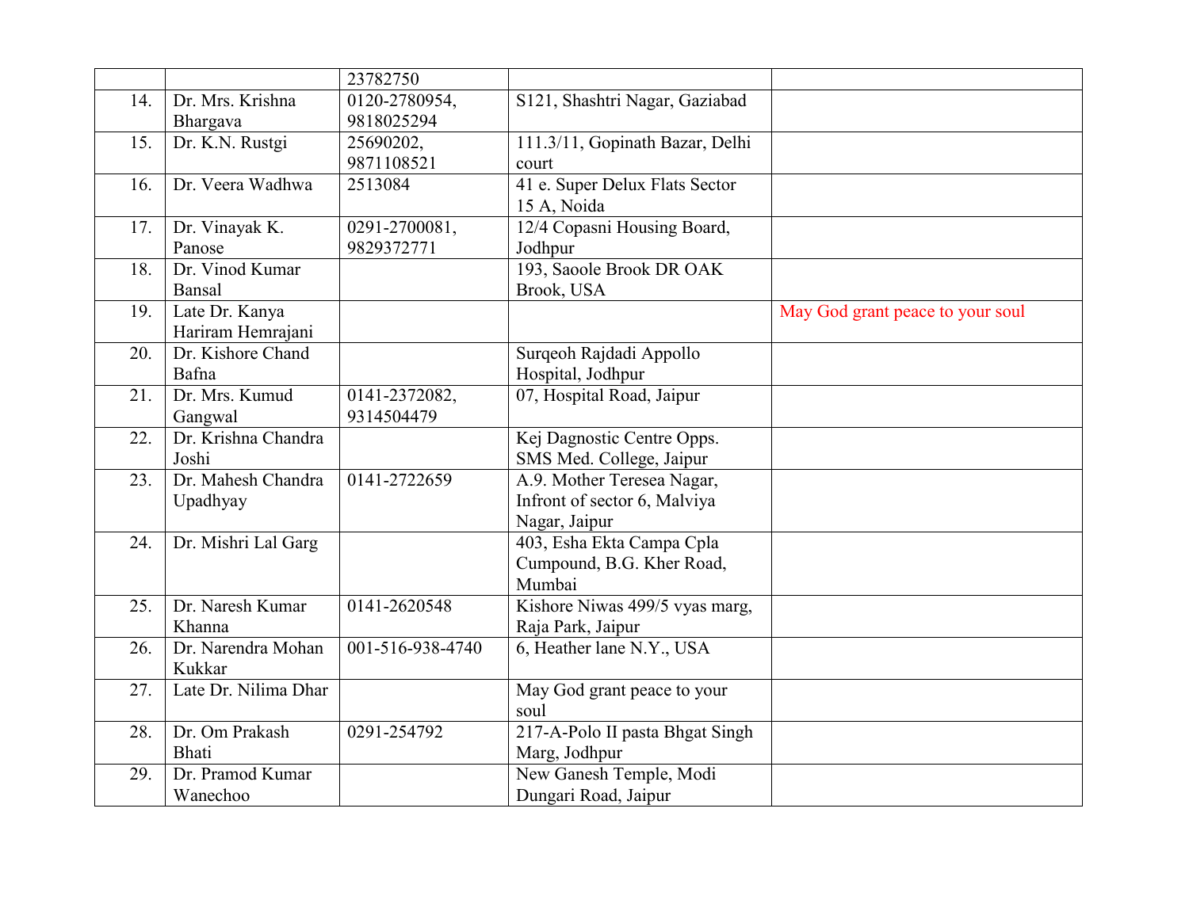| | | | | |
|---|---|---|---|---|
| | | 23782750 | | |
| 14. | Dr. Mrs. Krishna Bhargava | 0120-2780954, 9818025294 | S121, Shashtri Nagar, Gaziabad | |
| 15. | Dr. K.N. Rustgi | 25690202, 9871108521 | 111.3/11, Gopinath Bazar, Delhi court | |
| 16. | Dr. Veera Wadhwa | 2513084 | 41 e. Super Delux Flats Sector 15 A, Noida | |
| 17. | Dr. Vinayak K. Panose | 0291-2700081, 9829372771 | 12/4 Copasni Housing Board, Jodhpur | |
| 18. | Dr. Vinod Kumar Bansal | | 193, Saoole Brook DR OAK Brook, USA | |
| 19. | Late Dr. Kanya Hariram Hemrajani | | | May God grant peace to your soul |
| 20. | Dr. Kishore Chand Bafna | | Surqeoh Rajdadi Appollo Hospital, Jodhpur | |
| 21. | Dr. Mrs. Kumud Gangwal | 0141-2372082, 9314504479 | 07, Hospital Road, Jaipur | |
| 22. | Dr. Krishna Chandra Joshi | | Kej Dagnostic Centre Opps. SMS Med. College, Jaipur | |
| 23. | Dr. Mahesh Chandra Upadhyay | 0141-2722659 | A.9. Mother Teresea Nagar, Infront of sector 6, Malviya Nagar, Jaipur | |
| 24. | Dr. Mishri Lal Garg | | 403, Esha Ekta Campa Cpla Cumpound, B.G. Kher Road, Mumbai | |
| 25. | Dr. Naresh Kumar Khanna | 0141-2620548 | Kishore Niwas 499/5 vyas marg, Raja Park, Jaipur | |
| 26. | Dr. Narendra Mohan Kukkar | 001-516-938-4740 | 6, Heather lane N.Y., USA | |
| 27. | Late Dr. Nilima Dhar | | May God grant peace to your soul | |
| 28. | Dr. Om Prakash Bhati | 0291-254792 | 217-A-Polo II pasta Bhgat Singh Marg, Jodhpur | |
| 29. | Dr. Pramod Kumar Wanechoo | | New Ganesh Temple, Modi Dungari Road, Jaipur | |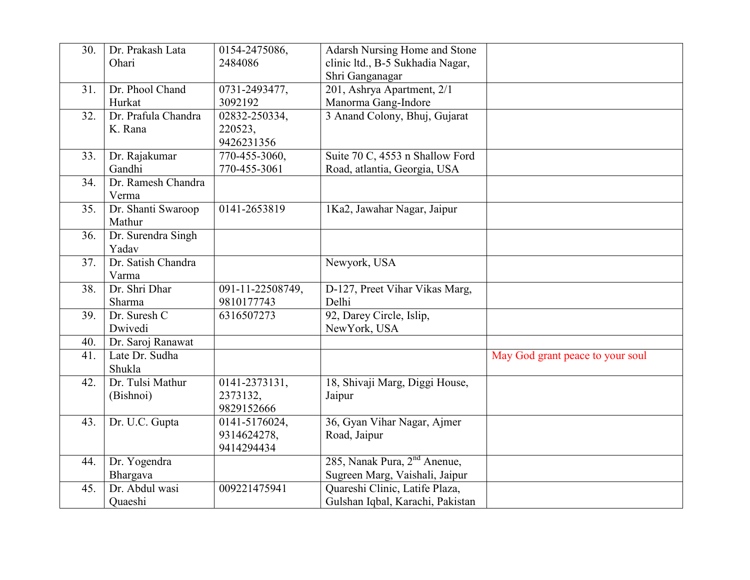| 30. | Dr. Prakash Lata Ohari | 0154-2475086, 2484086 | Adarsh Nursing Home and Stone clinic ltd., B-5 Sukhadia Nagar, Shri Ganganagar | |
|---|---|---|---|---|
| 31. | Dr. Phool Chand Hurkat | 0731-2493477, 3092192 | 201, Ashrya Apartment, 2/1 Manorma Gang-Indore | |
| 32. | Dr. Prafula Chandra K. Rana | 02832-250334, 220523, 9426231356 | 3 Anand Colony, Bhuj, Gujarat | |
| 33. | Dr. Rajakumar Gandhi | 770-455-3060, 770-455-3061 | Suite 70 C, 4553 n Shallow Ford Road, atlantia, Georgia, USA | |
| 34. | Dr. Ramesh Chandra Verma | | | |
| 35. | Dr. Shanti Swaroop Mathur | 0141-2653819 | 1Ka2, Jawahar Nagar, Jaipur | |
| 36. | Dr. Surendra Singh Yadav | | | |
| 37. | Dr. Satish Chandra Varma | | Newyork, USA | |
| 38. | Dr. Shri Dhar Sharma | 091-11-22508749, 9810177743 | D-127, Preet Vihar Vikas Marg, Delhi | |
| 39. | Dr. Suresh C Dwivedi | 6316507273 | 92, Darey Circle, Islip, NewYork, USA | |
| 40. | Dr. Saroj Ranawat | | | |
| 41. | Late Dr. Sudha Shukla | | | May God grant peace to your soul |
| 42. | Dr. Tulsi Mathur (Bishnoi) | 0141-2373131, 2373132, 9829152666 | 18, Shivaji Marg, Diggi House, Jaipur | |
| 43. | Dr. U.C. Gupta | 0141-5176024, 9314624278, 9414294434 | 36, Gyan Vihar Nagar, Ajmer Road, Jaipur | |
| 44. | Dr. Yogendra Bhargava | | 285, Nanak Pura, 2nd Anenue, Sugreen Marg, Vaishali, Jaipur | |
| 45. | Dr. Abdul wasi Quaeshi | 009221475941 | Quareshi Clinic, Latife Plaza, Gulshan Iqbal, Karachi, Pakistan | |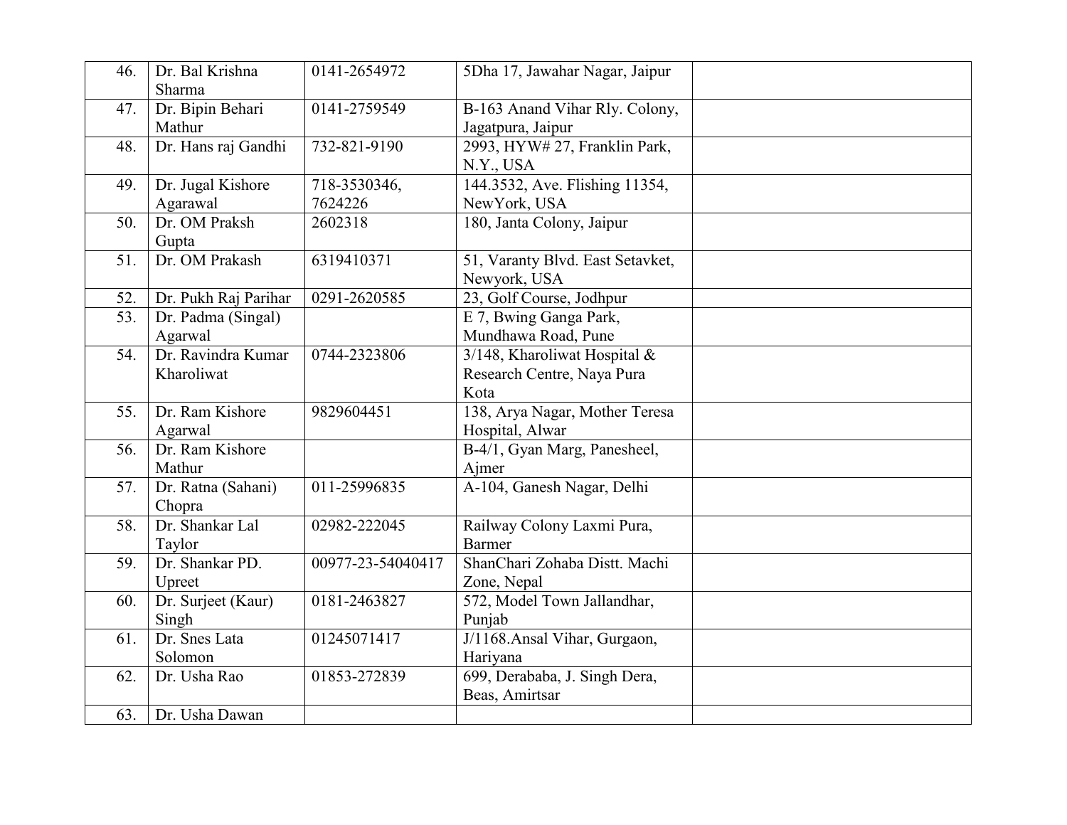| | | | | |
|---|---|---|---|---|
| 46. | Dr. Bal Krishna Sharma | 0141-2654972 | 5Dha 17, Jawahar Nagar, Jaipur | |
| 47. | Dr. Bipin Behari Mathur | 0141-2759549 | B-163 Anand Vihar Rly. Colony, Jagatpura, Jaipur | |
| 48. | Dr. Hans raj Gandhi | 732-821-9190 | 2993, HYW# 27, Franklin Park, N.Y., USA | |
| 49. | Dr. Jugal Kishore Agarawal | 718-3530346, 7624226 | 144.3532, Ave. Flishing 11354, NewYork, USA | |
| 50. | Dr. OM Praksh Gupta | 2602318 | 180, Janta Colony, Jaipur | |
| 51. | Dr. OM Prakash | 6319410371 | 51, Varanty Blvd. East Setavket, Newyork, USA | |
| 52. | Dr. Pukh Raj Parihar | 0291-2620585 | 23, Golf Course, Jodhpur | |
| 53. | Dr. Padma (Singal) Agarwal | | E 7, Bwing Ganga Park, Mundhawa Road, Pune | |
| 54. | Dr. Ravindra Kumar Kharoliwat | 0744-2323806 | 3/148, Kharoliwat Hospital & Research Centre, Naya Pura Kota | |
| 55. | Dr. Ram Kishore Agarwal | 9829604451 | 138, Arya Nagar, Mother Teresa Hospital, Alwar | |
| 56. | Dr. Ram Kishore Mathur | | B-4/1, Gyan Marg, Panesheel, Ajmer | |
| 57. | Dr. Ratna (Sahani) Chopra | 011-25996835 | A-104, Ganesh Nagar, Delhi | |
| 58. | Dr. Shankar Lal Taylor | 02982-222045 | Railway Colony Laxmi Pura, Barmer | |
| 59. | Dr. Shankar PD. Upreet | 00977-23-54040417 | ShanChari Zohaba Distt. Machi Zone, Nepal | |
| 60. | Dr. Surjeet (Kaur) Singh | 0181-2463827 | 572, Model Town Jallandhar, Punjab | |
| 61. | Dr. Snes Lata Solomon | 01245071417 | J/1168.Ansal Vihar, Gurgaon, Hariyana | |
| 62. | Dr. Usha Rao | 01853-272839 | 699, Derababa, J. Singh Dera, Beas, Amirtsar | |
| 63. | Dr. Usha Dawan | | | |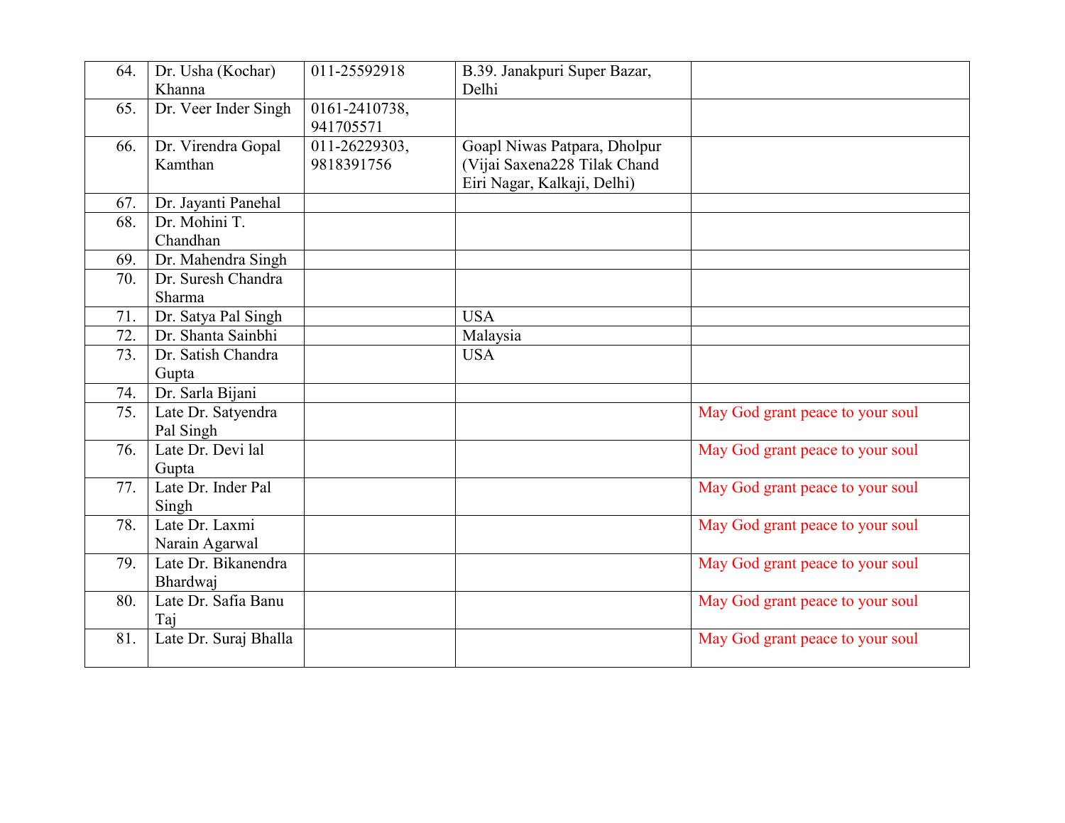| | | | | |
|---|---|---|---|---|
| 64. | Dr. Usha (Kochar) Khanna | 011-25592918 | B.39. Janakpuri Super Bazar, Delhi | |
| 65. | Dr. Veer Inder Singh | 0161-2410738, 941705571 | | |
| 66. | Dr. Virendra Gopal Kamthan | 011-26229303, 9818391756 | Goapl Niwas Patpara, Dholpur (Vijai Saxena228 Tilak Chand Eiri Nagar, Kalkaji, Delhi) | |
| 67. | Dr. Jayanti Panehal | | | |
| 68. | Dr. Mohini T. Chandhan | | | |
| 69. | Dr. Mahendra Singh | | | |
| 70. | Dr. Suresh Chandra Sharma | | | |
| 71. | Dr. Satya Pal Singh | | USA | |
| 72. | Dr. Shanta Sainbhi | | Malaysia | |
| 73. | Dr. Satish Chandra Gupta | | USA | |
| 74. | Dr. Sarla Bijani | | | |
| 75. | Late Dr. Satyendra Pal Singh | | | May God grant peace to your soul |
| 76. | Late Dr. Devi lal Gupta | | | May God grant peace to your soul |
| 77. | Late Dr. Inder Pal Singh | | | May God grant peace to your soul |
| 78. | Late Dr. Laxmi Narain Agarwal | | | May God grant peace to your soul |
| 79. | Late Dr. Bikanendra Bhardwaj | | | May God grant peace to your soul |
| 80. | Late Dr. Safia Banu Taj | | | May God grant peace to your soul |
| 81. | Late Dr. Suraj Bhalla | | | May God grant peace to your soul |